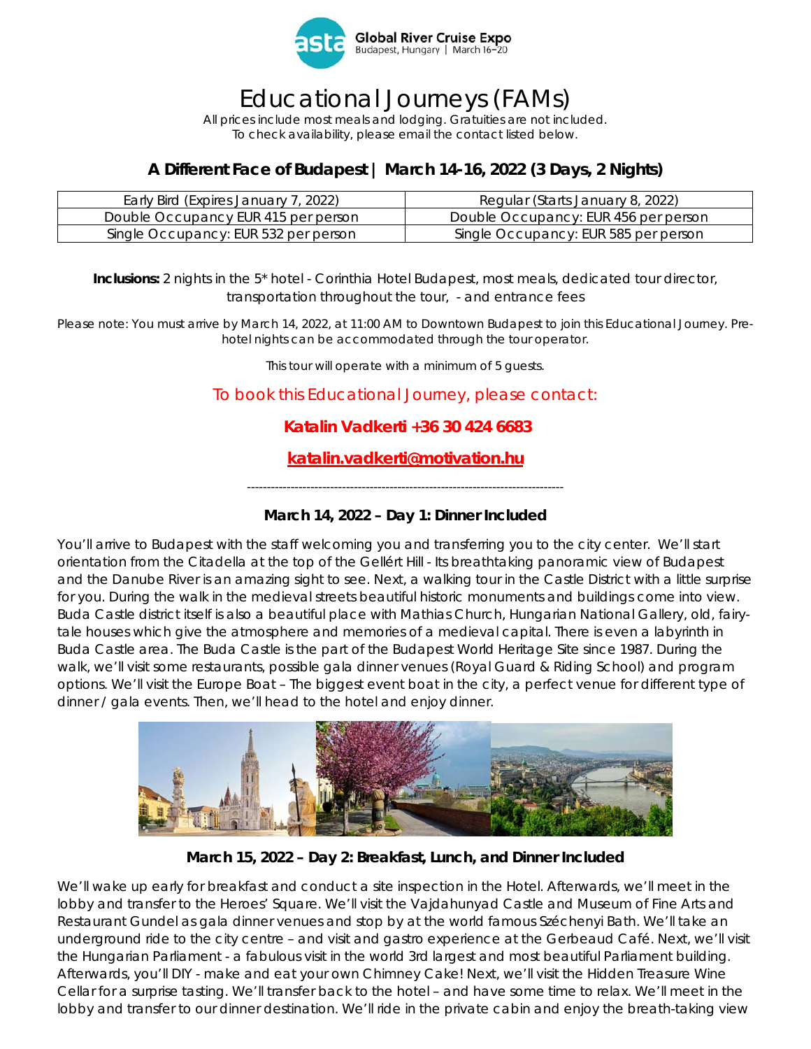asta Global River Cruise Expo
Budapest, Hungary | March 16–20

# Educational Journeys (FAMs)

All prices include most meals and lodging. Gratuities are not included.
To check availability, please email the contact listed below.

## A Different Face of Budapest | March 14-16, 2022 (3 Days, 2 Nights)

| Early Bird (Expires January 7, 2022) | Regular (Starts January 8, 2022) |
|---|---|
| Double Occupancy EUR 415 per person | Double Occupancy: EUR 456 per person |
| Single Occupancy: EUR 532 per person | Single Occupancy: EUR 585 per person |

**Inclusions:** 2 nights in the 5* hotel - Corinthia Hotel Budapest, most meals, dedicated tour director, transportation throughout the tour, - and entrance fees

Please note: You must arrive by March 14, 2022, at 11:00 AM to Downtown Budapest to join this Educational Journey. Pre-hotel nights can be accommodated through the tour operator.

This tour will operate with a minimum of 5 guests.

To book this Educational Journey, please contact:

**Katalin Vadkerti +36 30 424 6683**

**katalin.vadkerti@motivation.hu**

---

### March 14, 2022 – Day 1: Dinner Included

You'll arrive to Budapest with the staff welcoming you and transferring you to the city center. We'll start orientation from the Citadella at the top of the Gellért Hill - Its breathtaking panoramic view of Budapest and the Danube River is an amazing sight to see. Next, a walking tour in the Castle District with a little surprise for you. During the walk in the medieval streets beautiful historic monuments and buildings come into view. Buda Castle district itself is also a beautiful place with Mathias Church, Hungarian National Gallery, old, fairy-tale houses which give the atmosphere and memories of a medieval capital. There is even a labyrinth in Buda Castle area. The Buda Castle is the part of the Budapest World Heritage Site since 1987. During the walk, we'll visit some restaurants, possible gala dinner venues (Royal Guard & Riding School) and program options. We'll visit the Europe Boat – The biggest event boat in the city, a perfect venue for different type of dinner / gala events. Then, we'll head to the hotel and enjoy dinner.

### March 15, 2022 – Day 2: Breakfast, Lunch, and Dinner Included

We'll wake up early for breakfast and conduct a site inspection in the Hotel. Afterwards, we'll meet in the lobby and transfer to the Heroes' Square. We'll visit the Vajdahunyad Castle and Museum of Fine Arts and Restaurant Gundel as gala dinner venues and stop by at the world famous Széchenyi Bath. We'll take an underground ride to the city centre – and visit and gastro experience at the Gerbeaud Café. Next, we'll visit the Hungarian Parliament - a fabulous visit in the world 3rd largest and most beautiful Parliament building. Afterwards, you'll DIY - make and eat your own Chimney Cake! Next, we'll visit the Hidden Treasure Wine Cellar for a surprise tasting. We'll transfer back to the hotel – and have some time to relax. We'll meet in the lobby and transfer to our dinner destination. We'll ride in the private cabin and enjoy the breath-taking view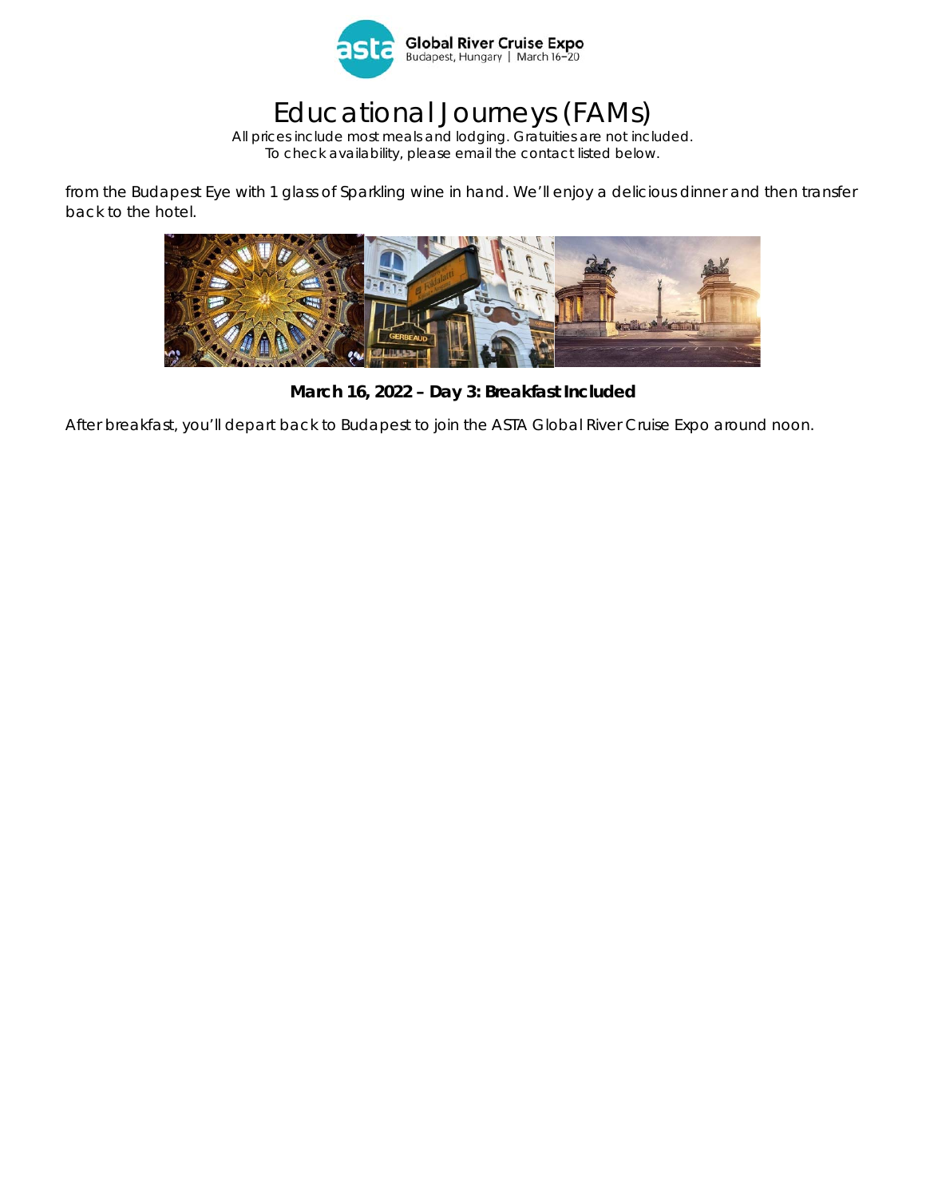from the Budapest Eye with 1 glass of Sparkling wine in hand. We'll enjoy a delicious dinner and then transfer back to the hotel.

**March 16, 2022 – Day 3: Breakfast Included**

After breakfast, you'll depart back to Budapest to join the ASTA Global River Cruise Expo around noon.